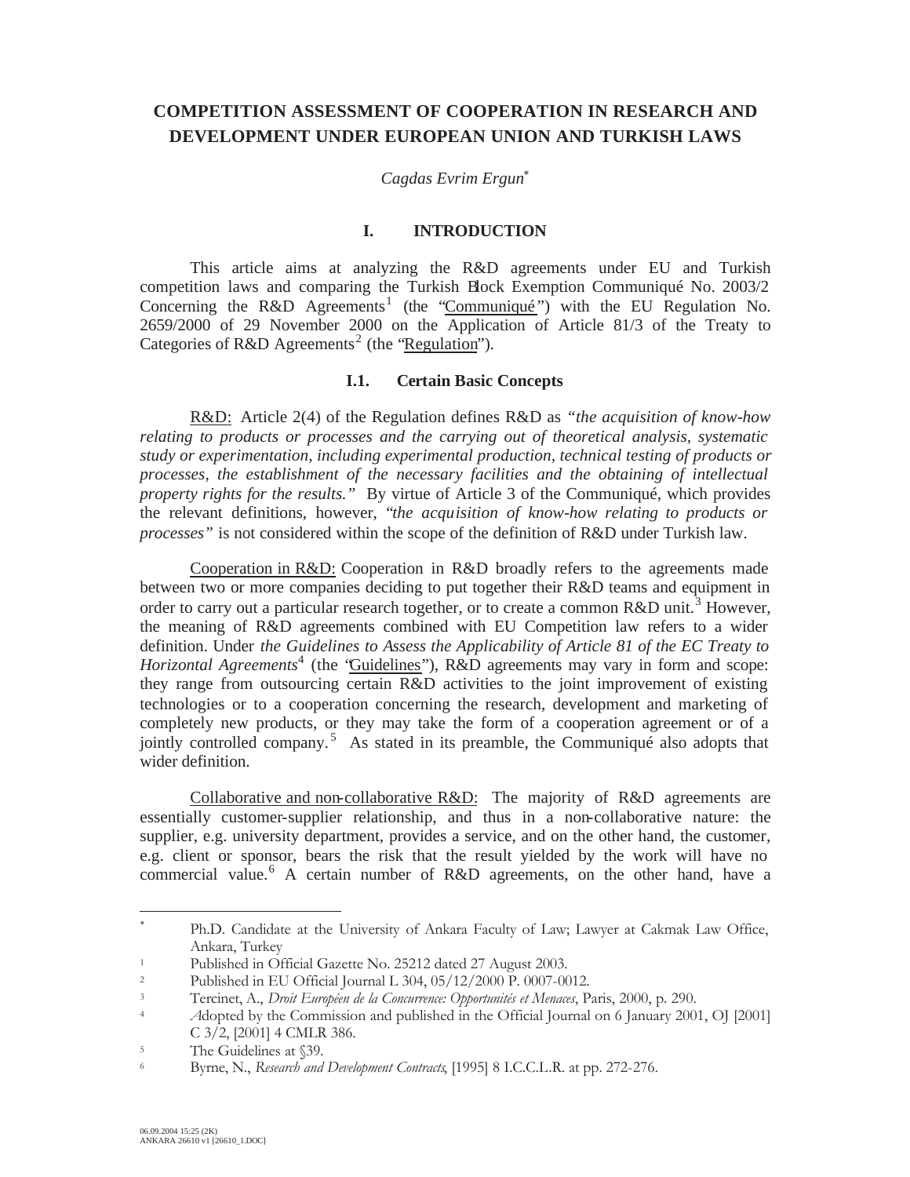# COMPETITION ASSESSMENT OF COOPERATION IN RESEARCH AND DEVELOPMENT UNDER EUROPEAN UNION AND TURKISH LAWS

*Cagdas Evrim Ergun*[*]

## I. INTRODUCTION

This article aims at analyzing the R&D agreements under EU and Turkish competition laws and comparing the Turkish Block Exemption Communiqué No. 2003/2 Concerning the R&D Agreements[1] (the "Communiqué") with the EU Regulation No. 2659/2000 of 29 November 2000 on the Application of Article 81/3 of the Treaty to Categories of R&D Agreements[2] (the "Regulation").

### I.1. Certain Basic Concepts

R&D: Article 2(4) of the Regulation defines R&D as *"the acquisition of know-how relating to products or processes and the carrying out of theoretical analysis, systematic study or experimentation, including experimental production, technical testing of products or processes, the establishment of the necessary facilities and the obtaining of intellectual property rights for the results."* By virtue of Article 3 of the Communiqué, which provides the relevant definitions, however, *"the acquisition of know-how relating to products or processes"* is not considered within the scope of the definition of R&D under Turkish law.

Cooperation in R&D: Cooperation in R&D broadly refers to the agreements made between two or more companies deciding to put together their R&D teams and equipment in order to carry out a particular research together, or to create a common R&D unit.[3] However, the meaning of R&D agreements combined with EU Competition law refers to a wider definition. Under *the Guidelines to Assess the Applicability of Article 81 of the EC Treaty to Horizontal Agreements*[4] (the "Guidelines"), R&D agreements may vary in form and scope: they range from outsourcing certain R&D activities to the joint improvement of existing technologies or to a cooperation concerning the research, development and marketing of completely new products, or they may take the form of a cooperation agreement or of a jointly controlled company.[5] As stated in its preamble, the Communiqué also adopts that wider definition.

Collaborative and non-collaborative R&D: The majority of R&D agreements are essentially customer-supplier relationship, and thus in a non-collaborative nature: the supplier, e.g. university department, provides a service, and on the other hand, the customer, e.g. client or sponsor, bears the risk that the result yielded by the work will have no commercial value.[6] A certain number of R&D agreements, on the other hand, have a

---

[*] Ph.D. Candidate at the University of Ankara Faculty of Law; Lawyer at Cakmak Law Office, Ankara, Turkey

[1] Published in Official Gazette No. 25212 dated 27 August 2003.

[2] Published in EU Official Journal L 304, 05/12/2000 P. 0007-0012.

[3] Tercinet, A., *Droit Européen de la Concurrence: Opportunités et Menaces*, Paris, 2000, p. 290.

[4] Adopted by the Commission and published in the Official Journal on 6 January 2001, OJ [2001] C 3/2, [2001] 4 CMLR 386.

[5] The Guidelines at §39.

[6] Byrne, N., *Research and Development Contracts*, [1995] 8 I.C.C.L.R. at pp. 272-276.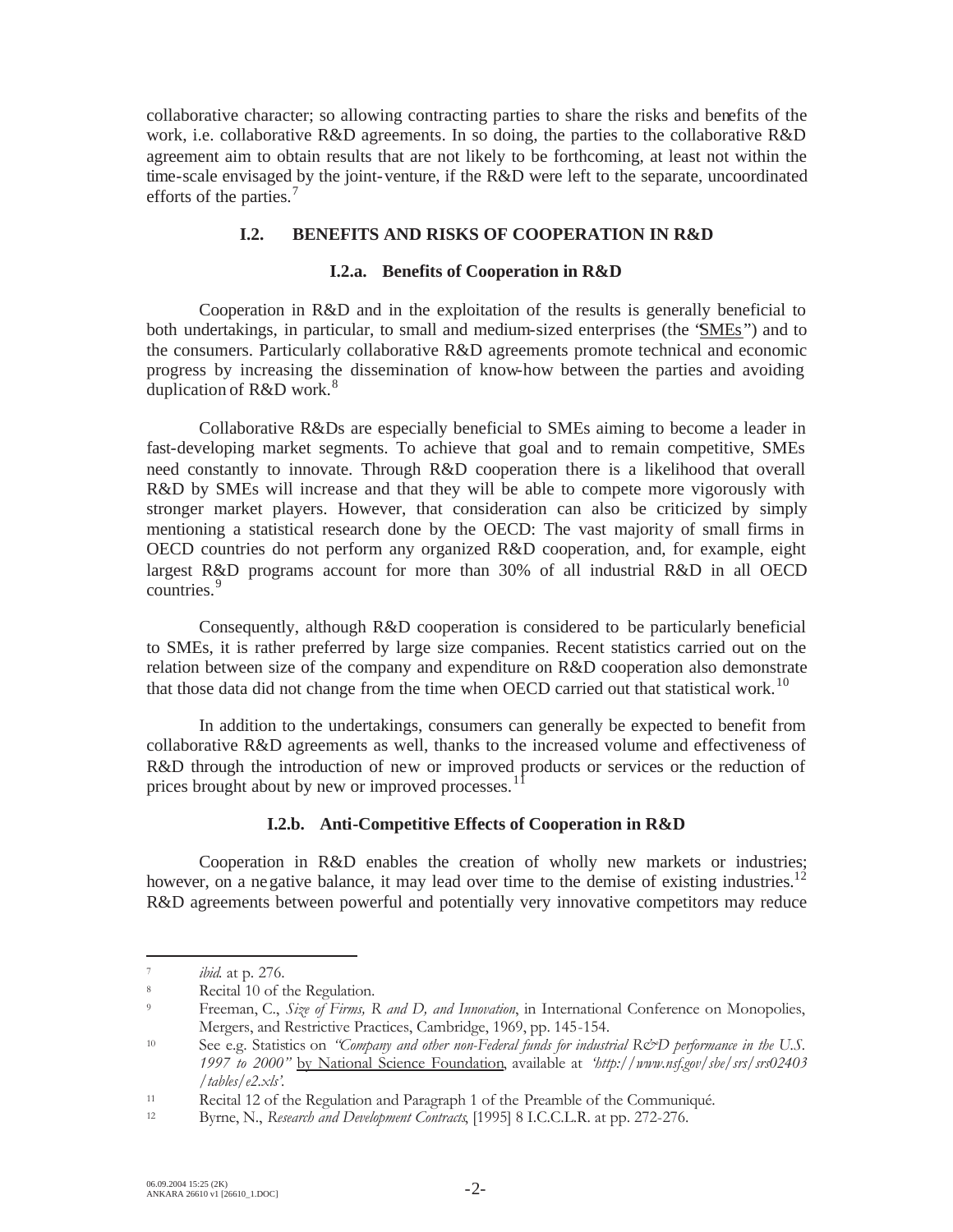collaborative character; so allowing contracting parties to share the risks and benefits of the work, i.e. collaborative R&D agreements. In so doing, the parties to the collaborative R&D agreement aim to obtain results that are not likely to be forthcoming, at least not within the time-scale envisaged by the joint-venture, if the R&D were left to the separate, uncoordinated efforts of the parties.[7]

### I.2. BENEFITS AND RISKS OF COOPERATION IN R&D

#### I.2.a. Benefits of Cooperation in R&D

Cooperation in R&D and in the exploitation of the results is generally beneficial to both undertakings, in particular, to small and medium-sized enterprises (the "SMEs") and to the consumers. Particularly collaborative R&D agreements promote technical and economic progress by increasing the dissemination of know-how between the parties and avoiding duplication of R&D work.[8]

Collaborative R&Ds are especially beneficial to SMEs aiming to become a leader in fast-developing market segments. To achieve that goal and to remain competitive, SMEs need constantly to innovate. Through R&D cooperation there is a likelihood that overall R&D by SMEs will increase and that they will be able to compete more vigorously with stronger market players. However, that consideration can also be criticized by simply mentioning a statistical research done by the OECD: The vast majority of small firms in OECD countries do not perform any organized R&D cooperation, and, for example, eight largest R&D programs account for more than 30% of all industrial R&D in all OECD countries.[9]

Consequently, although R&D cooperation is considered to be particularly beneficial to SMEs, it is rather preferred by large size companies. Recent statistics carried out on the relation between size of the company and expenditure on R&D cooperation also demonstrate that those data did not change from the time when OECD carried out that statistical work.[10]

In addition to the undertakings, consumers can generally be expected to benefit from collaborative R&D agreements as well, thanks to the increased volume and effectiveness of R&D through the introduction of new or improved products or services or the reduction of prices brought about by new or improved processes.[11]

#### I.2.b. Anti-Competitive Effects of Cooperation in R&D

Cooperation in R&D enables the creation of wholly new markets or industries; however, on a negative balance, it may lead over time to the demise of existing industries.[12] R&D agreements between powerful and potentially very innovative competitors may reduce

---

[7] *ibid.* at p. 276.

[8] Recital 10 of the Regulation.

[9] Freeman, C., *Size of Firms, R and D, and Innovation*, in International Conference on Monopolies, Mergers, and Restrictive Practices, Cambridge, 1969, pp. 145-154.

[10] See e.g. Statistics on *"Company and other non-Federal funds for industrial R&D performance in the U.S. 1997 to 2000"* by National Science Foundation, available at *'http://www.nsf.gov/sbe/srs/srs02403/tables/e2.xls'*.

[11] Recital 12 of the Regulation and Paragraph 1 of the Preamble of the Communiqué.

[12] Byrne, N., *Research and Development Contracts*, [1995] 8 I.C.C.L.R. at pp. 272-276.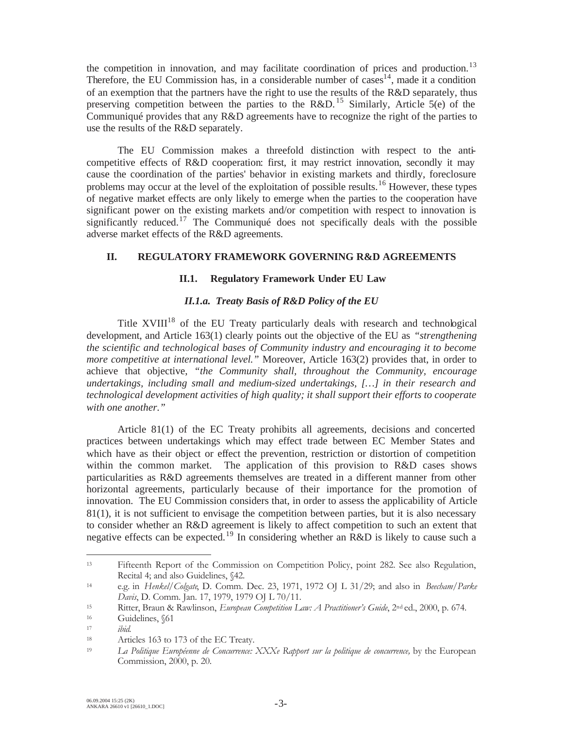the competition in innovation, and may facilitate coordination of prices and production.[13] Therefore, the EU Commission has, in a considerable number of cases[14], made it a condition of an exemption that the partners have the right to use the results of the R&D separately, thus preserving competition between the parties to the R&D.[15] Similarly, Article 5(e) of the Communiqué provides that any R&D agreements have to recognize the right of the parties to use the results of the R&D separately.

The EU Commission makes a threefold distinction with respect to the anti-competitive effects of R&D cooperation: first, it may restrict innovation, secondly it may cause the coordination of the parties' behavior in existing markets and thirdly, foreclosure problems may occur at the level of the exploitation of possible results.[16] However, these types of negative market effects are only likely to emerge when the parties to the cooperation have significant power on the existing markets and/or competition with respect to innovation is significantly reduced.[17] The Communiqué does not specifically deals with the possible adverse market effects of the R&D agreements.

## II. REGULATORY FRAMEWORK GOVERNING R&D AGREEMENTS

### II.1. Regulatory Framework Under EU Law

#### *II.1.a. Treaty Basis of R&D Policy of the EU*

Title XVIII[18] of the EU Treaty particularly deals with research and technological development, and Article 163(1) clearly points out the objective of the EU as *"strengthening the scientific and technological bases of Community industry and encouraging it to become more competitive at international level."* Moreover, Article 163(2) provides that, in order to achieve that objective, *"the Community shall, throughout the Community, encourage undertakings, including small and medium-sized undertakings, […] in their research and technological development activities of high quality; it shall support their efforts to cooperate with one another."*

Article 81(1) of the EC Treaty prohibits all agreements, decisions and concerted practices between undertakings which may effect trade between EC Member States and which have as their object or effect the prevention, restriction or distortion of competition within the common market. The application of this provision to R&D cases shows particularities as R&D agreements themselves are treated in a different manner from other horizontal agreements, particularly because of their importance for the promotion of innovation. The EU Commission considers that, in order to assess the applicability of Article 81(1), it is not sufficient to envisage the competition between parties, but it is also necessary to consider whether an R&D agreement is likely to affect competition to such an extent that negative effects can be expected.[19] In considering whether an R&D is likely to cause such a

---

[13] Fifteenth Report of the Commission on Competition Policy, point 282. See also Regulation, Recital 4; and also Guidelines, §42.

[14] e.g. in *Henkel/Colgate*, D. Comm. Dec. 23, 1971, 1972 OJ L 31/29; and also in *Beecham/Parke Davis*, D. Comm. Jan. 17, 1979, 1979 OJ L 70/11.

[15] Ritter, Braun & Rawlinson, *European Competition Law: A Practitioner's Guide*, 2nd ed., 2000, p. 674.

[16] Guidelines, §61

[17] *ibid.*

[18] Articles 163 to 173 of the EC Treaty.

[19] *La Politique Européenne de Concurrence: XXXe Rapport sur la politique de concurrence,* by the European Commission, 2000, p. 20.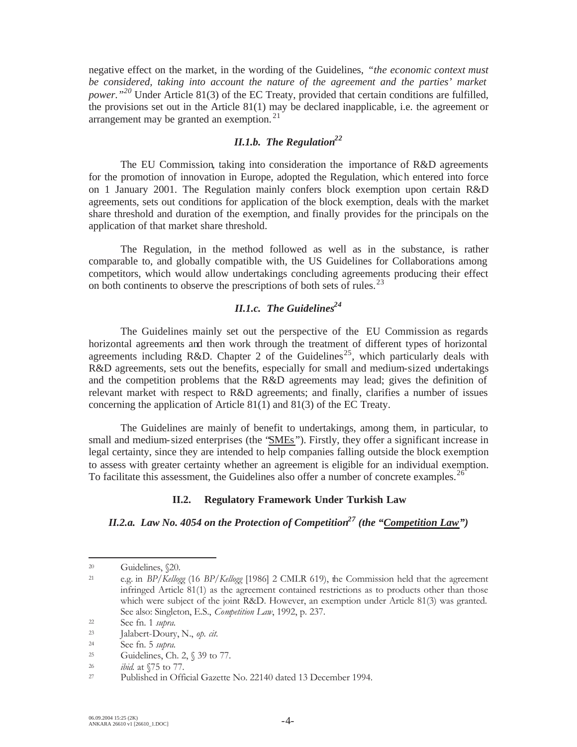negative effect on the market, in the wording of the Guidelines, *"the economic context must be considered, taking into account the nature of the agreement and the parties' market power."*[20] Under Article 81(3) of the EC Treaty, provided that certain conditions are fulfilled, the provisions set out in the Article 81(1) may be declared inapplicable, i.e. the agreement or arrangement may be granted an exemption.[21]

### *II.1.b. The Regulation*[22]

The EU Commission, taking into consideration the importance of R&D agreements for the promotion of innovation in Europe, adopted the Regulation, which entered into force on 1 January 2001. The Regulation mainly confers block exemption upon certain R&D agreements, sets out conditions for application of the block exemption, deals with the market share threshold and duration of the exemption, and finally provides for the principals on the application of that market share threshold.

The Regulation, in the method followed as well as in the substance, is rather comparable to, and globally compatible with, the US Guidelines for Collaborations among competitors, which would allow undertakings concluding agreements producing their effect on both continents to observe the prescriptions of both sets of rules.[23]

### *II.1.c. The Guidelines*[24]

The Guidelines mainly set out the perspective of the EU Commission as regards horizontal agreements and then work through the treatment of different types of horizontal agreements including R&D. Chapter 2 of the Guidelines[25], which particularly deals with R&D agreements, sets out the benefits, especially for small and medium-sized undertakings and the competition problems that the R&D agreements may lead; gives the definition of relevant market with respect to R&D agreements; and finally, clarifies a number of issues concerning the application of Article 81(1) and 81(3) of the EC Treaty.

The Guidelines are mainly of benefit to undertakings, among them, in particular, to small and medium-sized enterprises (the "SMEs"). Firstly, they offer a significant increase in legal certainty, since they are intended to help companies falling outside the block exemption to assess with greater certainty whether an agreement is eligible for an individual exemption. To facilitate this assessment, the Guidelines also offer a number of concrete examples.[26]

## II.2. Regulatory Framework Under Turkish Law

### *II.2.a. Law No. 4054 on the Protection of Competition*[27] *(the "Competition Law")*

---

[20] Guidelines, §20.

[21] e.g. in *BP/Kellogg* (16 *BP/Kellogg* [1986] 2 CMLR 619), the Commission held that the agreement infringed Article 81(1) as the agreement contained restrictions as to products other than those which were subject of the joint R&D. However, an exemption under Article 81(3) was granted. See also: Singleton, E.S., *Competition Law*, 1992, p. 237.

[22] See fn. 1 *supra*.

[23] Jalabert-Doury, N., *op. cit.*

[24] See fn. 5 *supra*.

[25] Guidelines, Ch. 2, § 39 to 77.

[26] *ibid.* at §75 to 77.

[27] Published in Official Gazette No. 22140 dated 13 December 1994.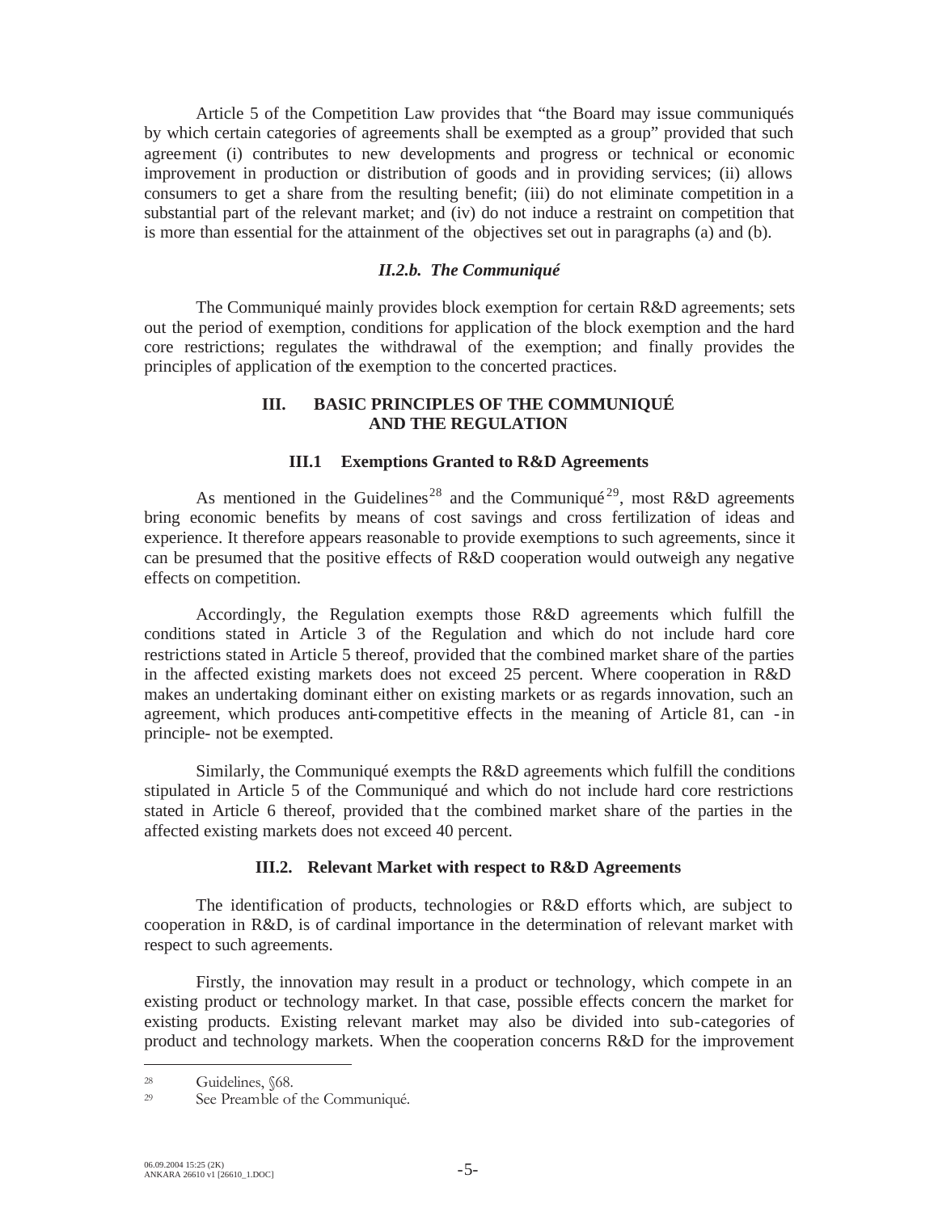Article 5 of the Competition Law provides that "the Board may issue communiqués by which certain categories of agreements shall be exempted as a group" provided that such agreement (i) contributes to new developments and progress or technical or economic improvement in production or distribution of goods and in providing services; (ii) allows consumers to get a share from the resulting benefit; (iii) do not eliminate competition in a substantial part of the relevant market; and (iv) do not induce a restraint on competition that is more than essential for the attainment of the objectives set out in paragraphs (a) and (b).

### *II.2.b. The Communiqué*

The Communiqué mainly provides block exemption for certain R&D agreements; sets out the period of exemption, conditions for application of the block exemption and the hard core restrictions; regulates the withdrawal of the exemption; and finally provides the principles of application of the exemption to the concerted practices.

## III. BASIC PRINCIPLES OF THE COMMUNIQUÉ AND THE REGULATION

### III.1 Exemptions Granted to R&D Agreements

As mentioned in the Guidelines[28] and the Communiqué[29], most R&D agreements bring economic benefits by means of cost savings and cross fertilization of ideas and experience. It therefore appears reasonable to provide exemptions to such agreements, since it can be presumed that the positive effects of R&D cooperation would outweigh any negative effects on competition.

Accordingly, the Regulation exempts those R&D agreements which fulfill the conditions stated in Article 3 of the Regulation and which do not include hard core restrictions stated in Article 5 thereof, provided that the combined market share of the parties in the affected existing markets does not exceed 25 percent. Where cooperation in R&D makes an undertaking dominant either on existing markets or as regards innovation, such an agreement, which produces anti-competitive effects in the meaning of Article 81, can -in principle- not be exempted.

Similarly, the Communiqué exempts the R&D agreements which fulfill the conditions stipulated in Article 5 of the Communiqué and which do not include hard core restrictions stated in Article 6 thereof, provided that the combined market share of the parties in the affected existing markets does not exceed 40 percent.

### III.2. Relevant Market with respect to R&D Agreements

The identification of products, technologies or R&D efforts which, are subject to cooperation in R&D, is of cardinal importance in the determination of relevant market with respect to such agreements.

Firstly, the innovation may result in a product or technology, which compete in an existing product or technology market. In that case, possible effects concern the market for existing products. Existing relevant market may also be divided into sub-categories of product and technology markets. When the cooperation concerns R&D for the improvement

---

[28] Guidelines, §68.

[29] See Preamble of the Communiqué.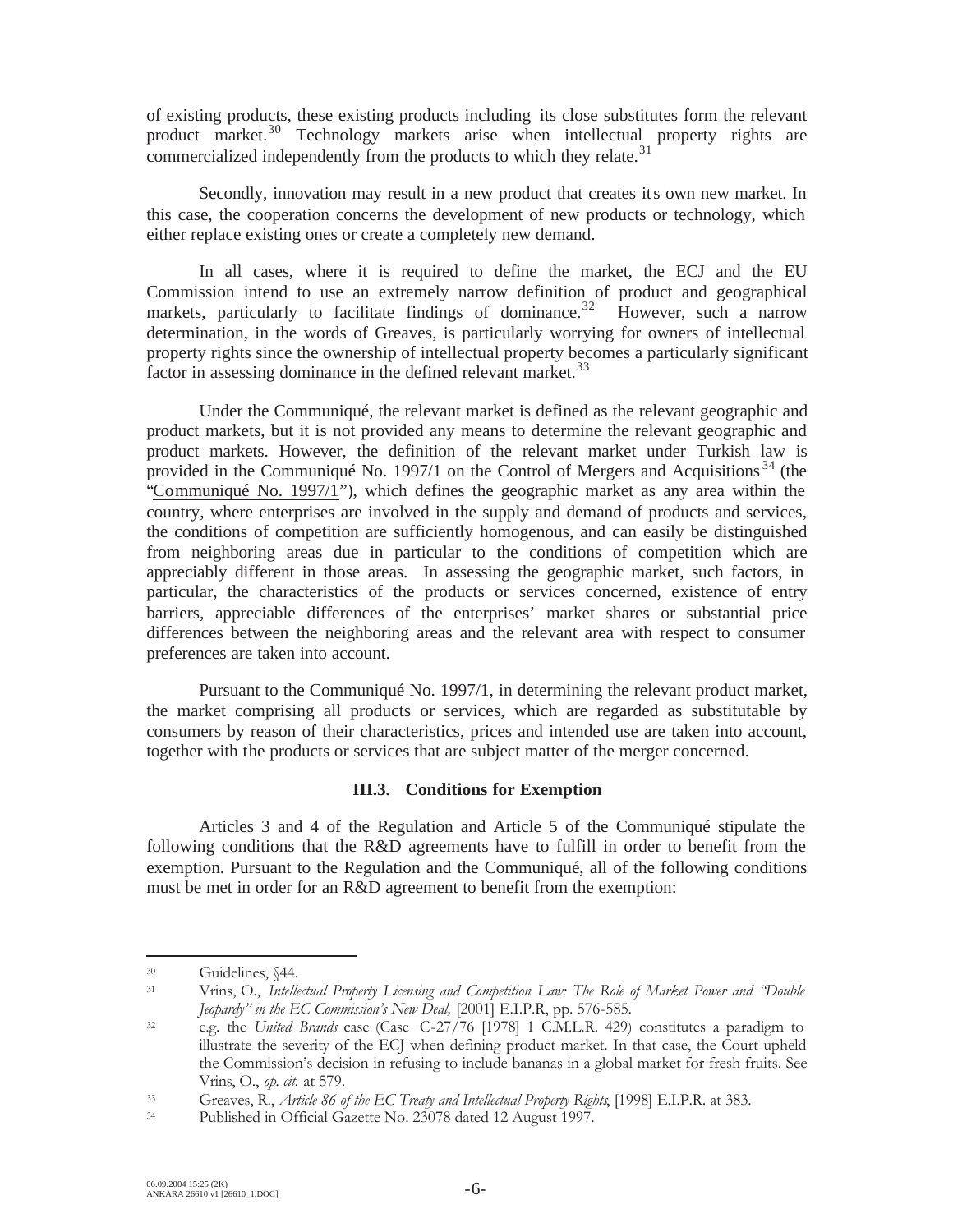of existing products, these existing products including its close substitutes form the relevant product market.[30] Technology markets arise when intellectual property rights are commercialized independently from the products to which they relate.[31]

Secondly, innovation may result in a new product that creates its own new market. In this case, the cooperation concerns the development of new products or technology, which either replace existing ones or create a completely new demand.

In all cases, where it is required to define the market, the ECJ and the EU Commission intend to use an extremely narrow definition of product and geographical markets, particularly to facilitate findings of dominance.[32] However, such a narrow determination, in the words of Greaves, is particularly worrying for owners of intellectual property rights since the ownership of intellectual property becomes a particularly significant factor in assessing dominance in the defined relevant market.[33]

Under the Communiqué, the relevant market is defined as the relevant geographic and product markets, but it is not provided any means to determine the relevant geographic and product markets. However, the definition of the relevant market under Turkish law is provided in the Communiqué No. 1997/1 on the Control of Mergers and Acquisitions[34] (the "Communiqué No. 1997/1"), which defines the geographic market as any area within the country, where enterprises are involved in the supply and demand of products and services, the conditions of competition are sufficiently homogenous, and can easily be distinguished from neighboring areas due in particular to the conditions of competition which are appreciably different in those areas. In assessing the geographic market, such factors, in particular, the characteristics of the products or services concerned, existence of entry barriers, appreciable differences of the enterprises' market shares or substantial price differences between the neighboring areas and the relevant area with respect to consumer preferences are taken into account.

Pursuant to the Communiqué No. 1997/1, in determining the relevant product market, the market comprising all products or services, which are regarded as substitutable by consumers by reason of their characteristics, prices and intended use are taken into account, together with the products or services that are subject matter of the merger concerned.

### III.3. Conditions for Exemption

Articles 3 and 4 of the Regulation and Article 5 of the Communiqué stipulate the following conditions that the R&D agreements have to fulfill in order to benefit from the exemption. Pursuant to the Regulation and the Communiqué, all of the following conditions must be met in order for an R&D agreement to benefit from the exemption:

---

[30] Guidelines, §44.

[31] Vrins, O., *Intellectual Property Licensing and Competition Law: The Role of Market Power and "Double Jeopardy" in the EC Commission's New Deal,* [2001] E.I.P.R, pp. 576-585.

[32] e.g. the *United Brands* case (Case C-27/76 [1978] 1 C.M.L.R. 429) constitutes a paradigm to illustrate the severity of the ECJ when defining product market. In that case, the Court upheld the Commission's decision in refusing to include bananas in a global market for fresh fruits. See Vrins, O., *op. cit.* at 579.

[33] Greaves, R., *Article 86 of the EC Treaty and Intellectual Property Rights*, [1998] E.I.P.R. at 383.

[34] Published in Official Gazette No. 23078 dated 12 August 1997.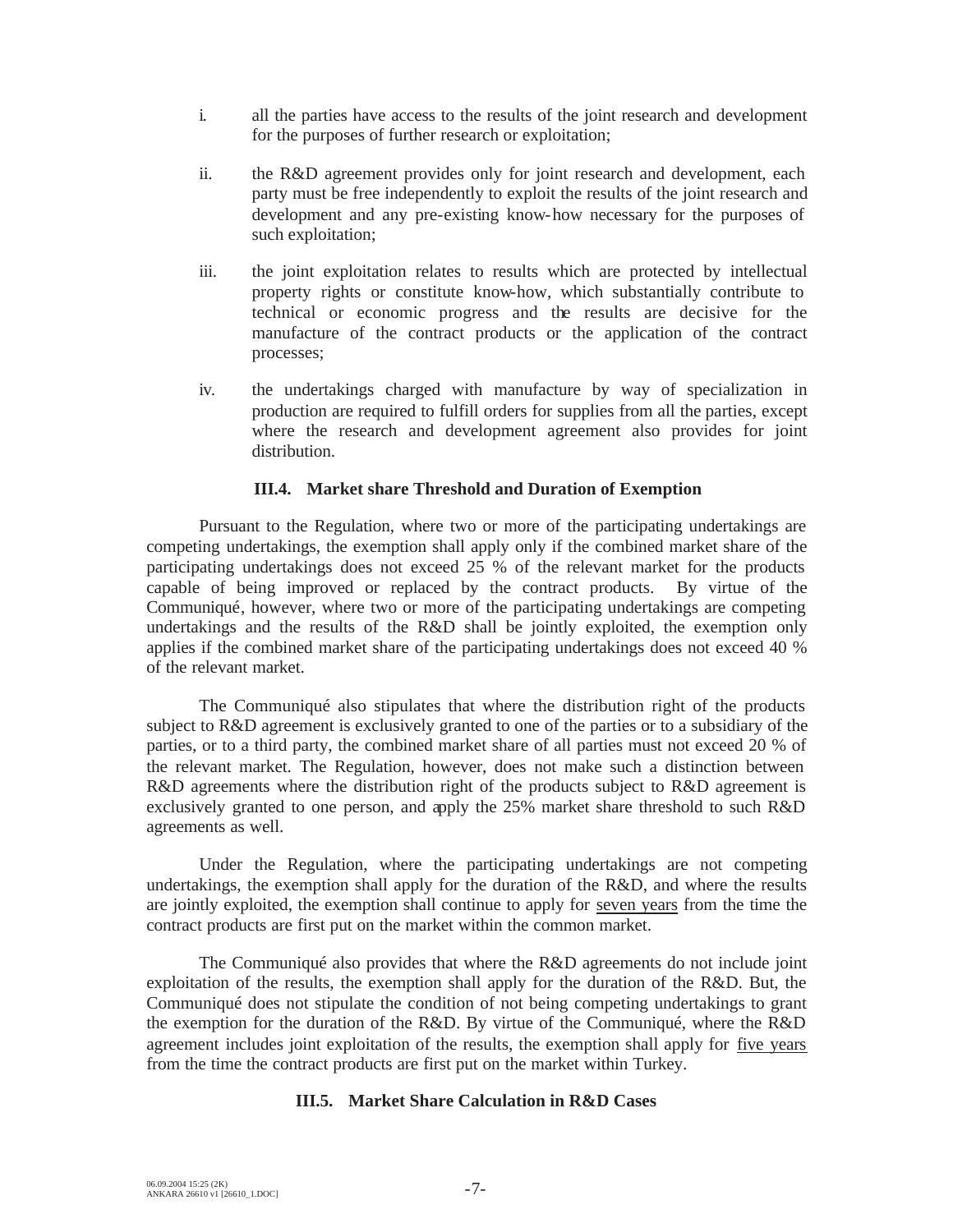i. all the parties have access to the results of the joint research and development for the purposes of further research or exploitation;

ii. the R&D agreement provides only for joint research and development, each party must be free independently to exploit the results of the joint research and development and any pre-existing know-how necessary for the purposes of such exploitation;

iii. the joint exploitation relates to results which are protected by intellectual property rights or constitute know-how, which substantially contribute to technical or economic progress and the results are decisive for the manufacture of the contract products or the application of the contract processes;

iv. the undertakings charged with manufacture by way of specialization in production are required to fulfill orders for supplies from all the parties, except where the research and development agreement also provides for joint distribution.

### III.4. Market share Threshold and Duration of Exemption

Pursuant to the Regulation, where two or more of the participating undertakings are competing undertakings, the exemption shall apply only if the combined market share of the participating undertakings does not exceed 25 % of the relevant market for the products capable of being improved or replaced by the contract products. By virtue of the Communiqué, however, where two or more of the participating undertakings are competing undertakings and the results of the R&D shall be jointly exploited, the exemption only applies if the combined market share of the participating undertakings does not exceed 40 % of the relevant market.

The Communiqué also stipulates that where the distribution right of the products subject to R&D agreement is exclusively granted to one of the parties or to a subsidiary of the parties, or to a third party, the combined market share of all parties must not exceed 20 % of the relevant market. The Regulation, however, does not make such a distinction between R&D agreements where the distribution right of the products subject to R&D agreement is exclusively granted to one person, and apply the 25% market share threshold to such R&D agreements as well.

Under the Regulation, where the participating undertakings are not competing undertakings, the exemption shall apply for the duration of the R&D, and where the results are jointly exploited, the exemption shall continue to apply for seven years from the time the contract products are first put on the market within the common market.

The Communiqué also provides that where the R&D agreements do not include joint exploitation of the results, the exemption shall apply for the duration of the R&D. But, the Communiqué does not stipulate the condition of not being competing undertakings to grant the exemption for the duration of the R&D. By virtue of the Communiqué, where the R&D agreement includes joint exploitation of the results, the exemption shall apply for five years from the time the contract products are first put on the market within Turkey.

### III.5. Market Share Calculation in R&D Cases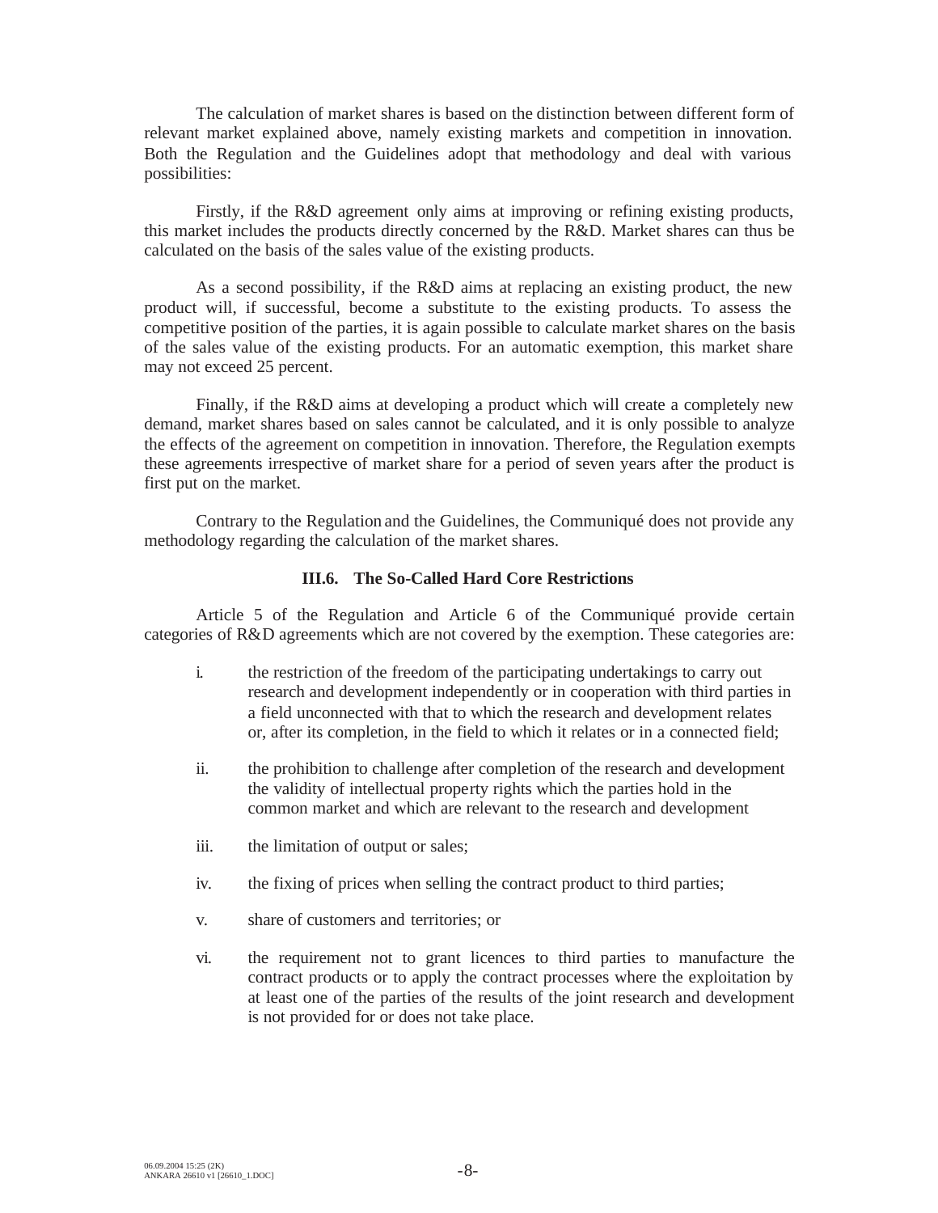The calculation of market shares is based on the distinction between different form of relevant market explained above, namely existing markets and competition in innovation. Both the Regulation and the Guidelines adopt that methodology and deal with various possibilities:

Firstly, if the R&D agreement only aims at improving or refining existing products, this market includes the products directly concerned by the R&D. Market shares can thus be calculated on the basis of the sales value of the existing products.

As a second possibility, if the R&D aims at replacing an existing product, the new product will, if successful, become a substitute to the existing products. To assess the competitive position of the parties, it is again possible to calculate market shares on the basis of the sales value of the existing products. For an automatic exemption, this market share may not exceed 25 percent.

Finally, if the R&D aims at developing a product which will create a completely new demand, market shares based on sales cannot be calculated, and it is only possible to analyze the effects of the agreement on competition in innovation. Therefore, the Regulation exempts these agreements irrespective of market share for a period of seven years after the product is first put on the market.

Contrary to the Regulation and the Guidelines, the Communiqué does not provide any methodology regarding the calculation of the market shares.

### III.6. The So-Called Hard Core Restrictions

Article 5 of the Regulation and Article 6 of the Communiqué provide certain categories of R&D agreements which are not covered by the exemption. These categories are:

i. the restriction of the freedom of the participating undertakings to carry out research and development independently or in cooperation with third parties in a field unconnected with that to which the research and development relates or, after its completion, in the field to which it relates or in a connected field;

ii. the prohibition to challenge after completion of the research and development the validity of intellectual property rights which the parties hold in the common market and which are relevant to the research and development

iii. the limitation of output or sales;

iv. the fixing of prices when selling the contract product to third parties;

v. share of customers and territories; or

vi. the requirement not to grant licences to third parties to manufacture the contract products or to apply the contract processes where the exploitation by at least one of the parties of the results of the joint research and development is not provided for or does not take place.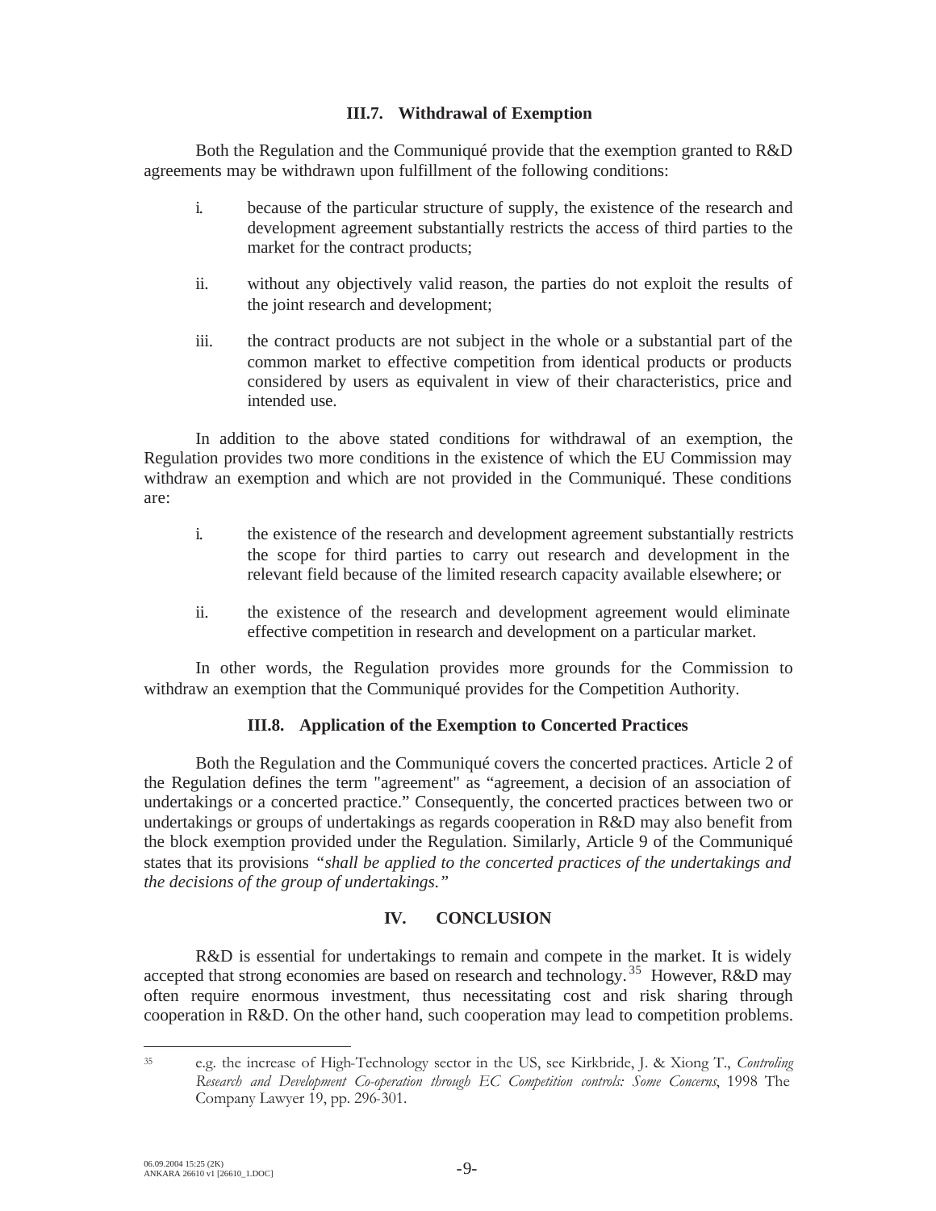### III.7. Withdrawal of Exemption

Both the Regulation and the Communiqué provide that the exemption granted to R&D agreements may be withdrawn upon fulfillment of the following conditions:

i. because of the particular structure of supply, the existence of the research and development agreement substantially restricts the access of third parties to the market for the contract products;

ii. without any objectively valid reason, the parties do not exploit the results of the joint research and development;

iii. the contract products are not subject in the whole or a substantial part of the common market to effective competition from identical products or products considered by users as equivalent in view of their characteristics, price and intended use.

In addition to the above stated conditions for withdrawal of an exemption, the Regulation provides two more conditions in the existence of which the EU Commission may withdraw an exemption and which are not provided in the Communiqué. These conditions are:

i. the existence of the research and development agreement substantially restricts the scope for third parties to carry out research and development in the relevant field because of the limited research capacity available elsewhere; or

ii. the existence of the research and development agreement would eliminate effective competition in research and development on a particular market.

In other words, the Regulation provides more grounds for the Commission to withdraw an exemption that the Communiqué provides for the Competition Authority.

### III.8. Application of the Exemption to Concerted Practices

Both the Regulation and the Communiqué covers the concerted practices. Article 2 of the Regulation defines the term "agreement" as "agreement, a decision of an association of undertakings or a concerted practice." Consequently, the concerted practices between two or undertakings or groups of undertakings as regards cooperation in R&D may also benefit from the block exemption provided under the Regulation. Similarly, Article 9 of the Communiqué states that its provisions *"shall be applied to the concerted practices of the undertakings and the decisions of the group of undertakings."*

## IV. CONCLUSION

R&D is essential for undertakings to remain and compete in the market. It is widely accepted that strong economies are based on research and technology.[35] However, R&D may often require enormous investment, thus necessitating cost and risk sharing through cooperation in R&D. On the other hand, such cooperation may lead to competition problems.

---

[35] e.g. the increase of High-Technology sector in the US, see Kirkbride, J. & Xiong T., *Controling Research and Development Co-operation through EC Competition controls: Some Concerns*, 1998 The Company Lawyer 19, pp. 296-301.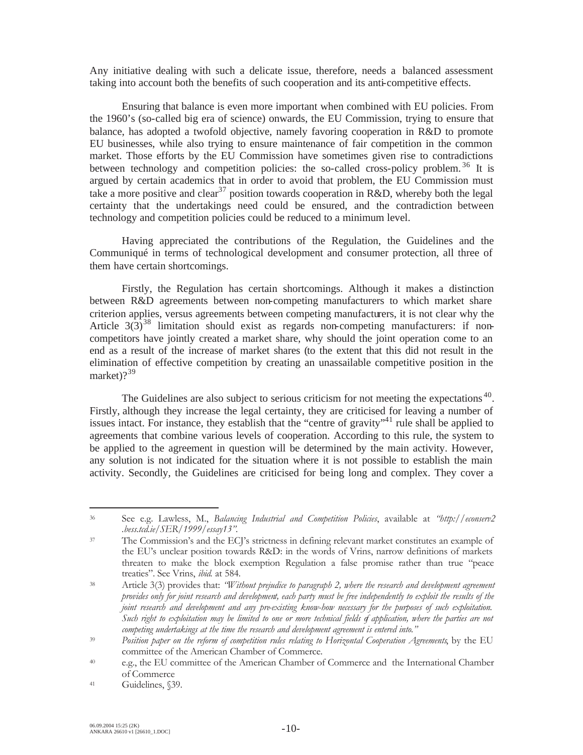Any initiative dealing with such a delicate issue, therefore, needs a balanced assessment taking into account both the benefits of such cooperation and its anti-competitive effects.

Ensuring that balance is even more important when combined with EU policies. From the 1960's (so-called big era of science) onwards, the EU Commission, trying to ensure that balance, has adopted a twofold objective, namely favoring cooperation in R&D to promote EU businesses, while also trying to ensure maintenance of fair competition in the common market. Those efforts by the EU Commission have sometimes given rise to contradictions between technology and competition policies: the so-called cross-policy problem.[36] It is argued by certain academics that in order to avoid that problem, the EU Commission must take a more positive and clear[37] position towards cooperation in R&D, whereby both the legal certainty that the undertakings need could be ensured, and the contradiction between technology and competition policies could be reduced to a minimum level.

Having appreciated the contributions of the Regulation, the Guidelines and the Communiqué in terms of technological development and consumer protection, all three of them have certain shortcomings.

Firstly, the Regulation has certain shortcomings. Although it makes a distinction between R&D agreements between non-competing manufacturers to which market share criterion applies, versus agreements between competing manufacturers, it is not clear why the Article 3(3)[38] limitation should exist as regards non-competing manufacturers: if non-competitors have jointly created a market share, why should the joint operation come to an end as a result of the increase of market shares (to the extent that this did not result in the elimination of effective competition by creating an unassailable competitive position in the market)?[39]

The Guidelines are also subject to serious criticism for not meeting the expectations[40]. Firstly, although they increase the legal certainty, they are criticised for leaving a number of issues intact. For instance, they establish that the "centre of gravity"[41] rule shall be applied to agreements that combine various levels of cooperation. According to this rule, the system to be applied to the agreement in question will be determined by the main activity. However, any solution is not indicated for the situation where it is not possible to establish the main activity. Secondly, the Guidelines are criticised for being long and complex. They cover a

---

[36] See e.g. Lawless, M., *Balancing Industrial and Competition Policies*, available at *"http://econserv2.bess.tcd.ie/SER/1999/essay13"*.

[37] The Commission's and the ECJ's strictness in defining relevant market constitutes an example of the EU's unclear position towards R&D: in the words of Vrins, narrow definitions of markets threaten to make the block exemption Regulation a false promise rather than true "peace treaties". See Vrins, *ibid.* at 584.

[38] Article 3(3) provides that: *"Without prejudice to paragraph 2, where the research and development agreement provides only for joint research and development, each party must be free independently to exploit the results of the joint research and development and any pre-existing know-how necessary for the purposes of such exploitation. Such right to exploitation may be limited to one or more technical fields of application, where the parties are not competing undertakings at the time the research and development agreement is entered into."*

[39] *Position paper on the reform of competition rules relating to Horizontal Cooperation Agreements*, by the EU committee of the American Chamber of Commerce.

[40] e.g., the EU committee of the American Chamber of Commerce and the International Chamber of Commerce

[41] Guidelines, §39.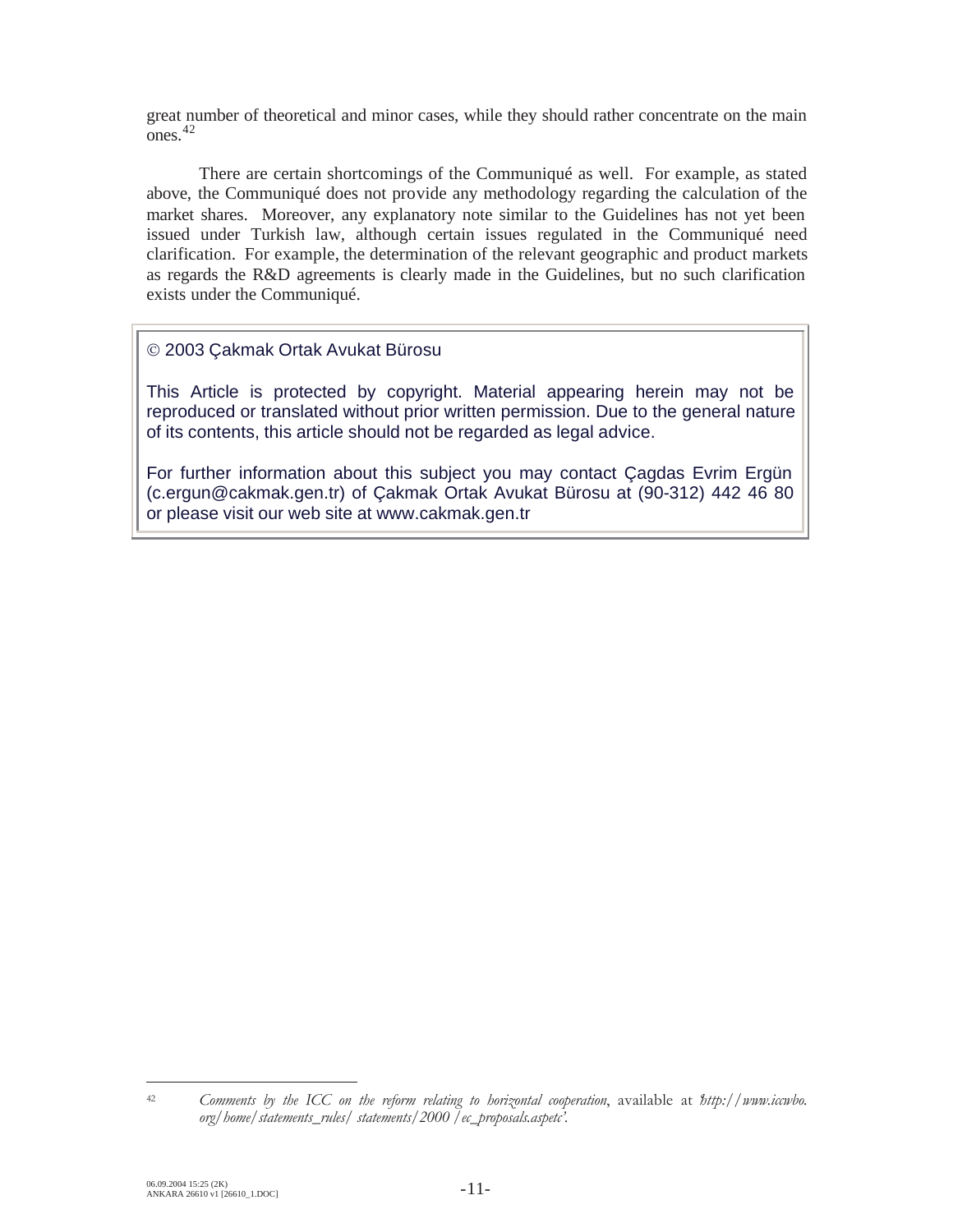great number of theoretical and minor cases, while they should rather concentrate on the main ones.[42]

There are certain shortcomings of the Communiqué as well. For example, as stated above, the Communiqué does not provide any methodology regarding the calculation of the market shares. Moreover, any explanatory note similar to the Guidelines has not yet been issued under Turkish law, although certain issues regulated in the Communiqué need clarification. For example, the determination of the relevant geographic and product markets as regards the R&D agreements is clearly made in the Guidelines, but no such clarification exists under the Communiqué.

© 2003 Çakmak Ortak Avukat Bürosu

This Article is protected by copyright. Material appearing herein may not be reproduced or translated without prior written permission. Due to the general nature of its contents, this article should not be regarded as legal advice.

For further information about this subject you may contact Çagdas Evrim Ergün (c.ergun@cakmak.gen.tr) of Çakmak Ortak Avukat Bürosu at (90-312) 442 46 80 or please visit our web site at www.cakmak.gen.tr

---

[42] *Comments by the ICC on the reform relating to horizontal cooperation*, available at '*http://www.iccwbo.org/home/statements_rules/ statements/2000 /ec_proposals.aspetc*'.

06.09.2004 15:25 (2K)
ANKARA 26610 v1 [26610_1.DOC]